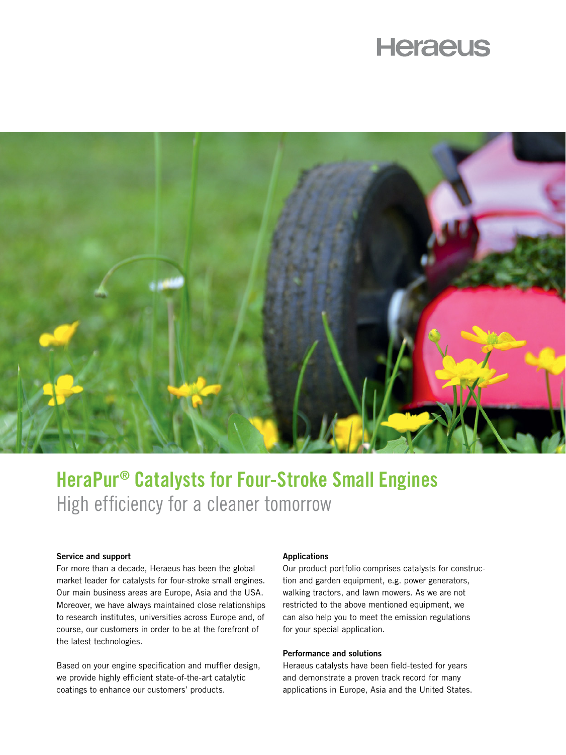Heraeus

# HeraPur® Catalysts for Four-Stroke Small Engines

## High efficiency for a cleaner tomorrow

**Service and support**

For more than a decade, Heraeus has been the global market leader for catalysts for four-stroke small engines. Our main business areas are Europe, Asia and the USA. Moreover, we have always maintained close relationships to research institutes, universities across Europe and, of course, our customers in order to be at the forefront of the latest technologies.

Based on your engine specification and muffler design, we provide highly efficient state-of-the-art catalytic coatings to enhance our customers' products.

**Applications**

Our product portfolio comprises catalysts for construction and garden equipment, e.g. power generators, walking tractors, and lawn mowers. As we are not restricted to the above mentioned equipment, we can also help you to meet the emission regulations for your special application.

**Performance and solutions**

Heraeus catalysts have been field-tested for years and demonstrate a proven track record for many applications in Europe, Asia and the United States.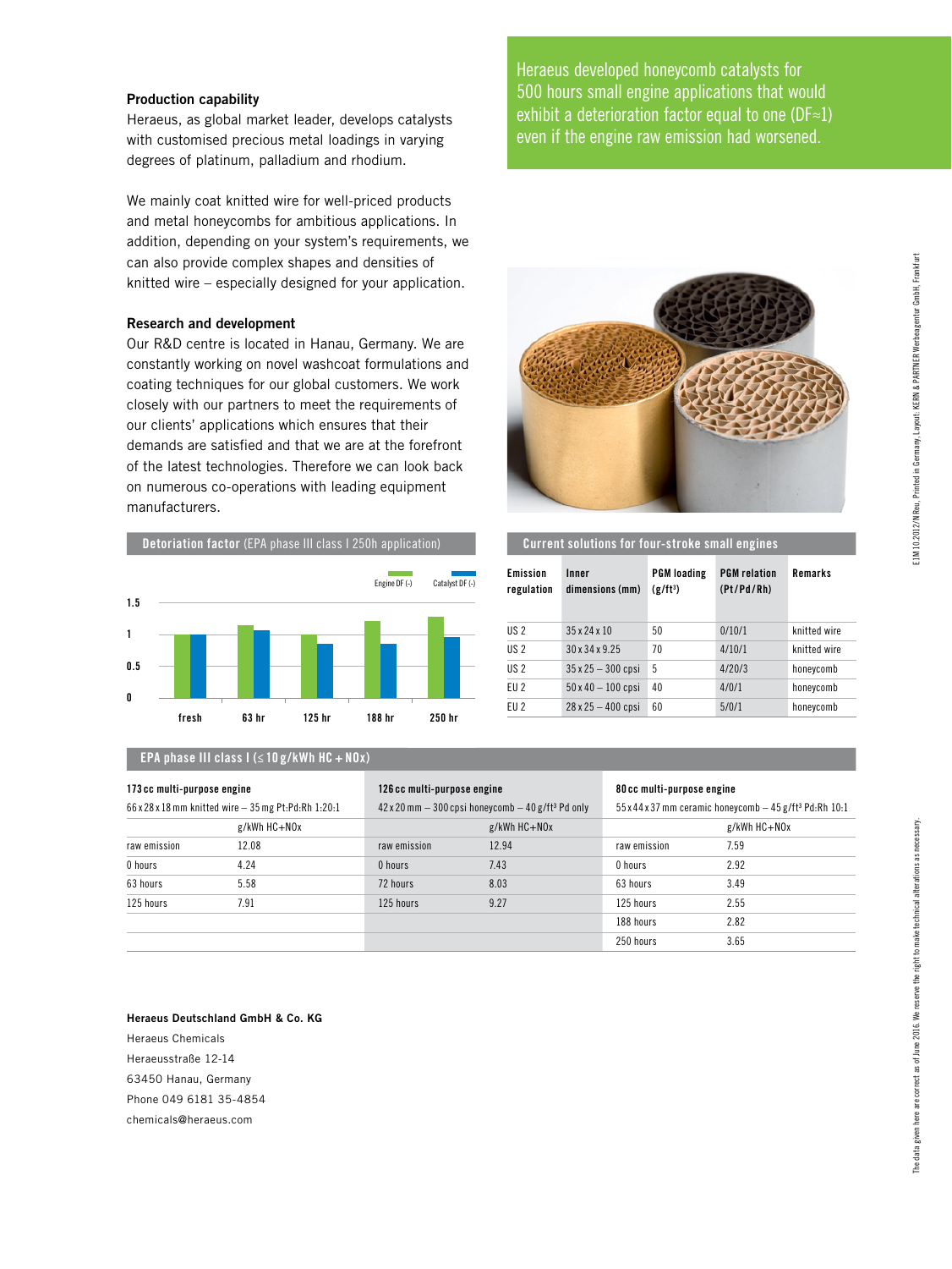## Production capability

Heraeus, as global market leader, develops catalysts with customised precious metal loadings in varying degrees of platinum, palladium and rhodium.

We mainly coat knitted wire for well-priced products and metal honeycombs for ambitious applications. In addition, depending on your system's requirements, we can also provide complex shapes and densities of knitted wire – especially designed for your application.

## Research and development

Our R&D centre is located in Hanau, Germany. We are constantly working on novel washcoat formulations and coating techniques for our global customers. We work closely with our partners to meet the requirements of our clients' applications which ensures that their demands are satisfied and that we are at the forefront of the latest technologies. Therefore we can look back on numerous co-operations with leading equipment manufacturers.

Heraeus developed honeycomb catalysts for 500 hours small engine applications that would exhibit a deterioration factor equal to one (DF≈1) even if the engine raw emission had worsened.

**Detoriation factor** (EPA phase III class I 250h application)

Engine DF (-)
Catalyst DF (-)

1.5
1
0.5
0

fresh
63 hr
125 hr
188 hr
250 hr

**Current solutions for four-stroke small engines**

| Emission regulation | Inner dimensions (mm) | PGM loading (g/ft³) | PGM relation (Pt/Pd/Rh) | Remarks |
|---|---|---|---|---|
| US 2 | 35 x 24 x 10 | 50 | 0/10/1 | knitted wire |
| US 2 | 30 x 34 x 9.25 | 70 | 4/10/1 | knitted wire |
| US 2 | 35 x 25 – 300 cpsi | 5 | 4/20/3 | honeycomb |
| EU 2 | 50 x 40 – 100 cpsi | 40 | 4/0/1 | honeycomb |
| EU 2 | 28 x 25 – 400 cpsi | 60 | 5/0/1 | honeycomb |

**EPA phase III class I (≤ 10 g/kWh HC + NOx)**

| 173 cc multi-purpose engine | | 126 cc multi-purpose engine | | 80 cc multi-purpose engine | |
|---|---|---|---|---|---|
| 66 x 28 x 18 mm knitted wire – 35 mg Pt:Pd:Rh 1:20:1 | | 42 x 20 mm – 300 cpsi honeycomb – 40 g/ft³ Pd only | | 55 x 44 x 37 mm ceramic honeycomb – 45 g/ft³ Pd:Rh 10:1 | |
| | g/kWh HC+NOx | | g/kWh HC+NOx | | g/kWh HC+NOx |
| raw emission | 12.08 | raw emission | 12.94 | raw emission | 7.59 |
| 0 hours | 4.24 | 0 hours | 7.43 | 0 hours | 2.92 |
| 63 hours | 5.58 | 72 hours | 8.03 | 63 hours | 3.49 |
| 125 hours | 7.91 | 125 hours | 9.27 | 125 hours | 2.55 |
| | | | | 188 hours | 2.82 |
| | | | | 250 hours | 3.65 |

**Heraeus Deutschland GmbH & Co. KG**
Heraeus Chemicals
Heraeusstraße 12-14
63450 Hanau, Germany
Phone 049 6181 35-4854
chemicals@heraeus.com

E1M10.2012/N Reu, Printed in Germany, Layout: KERN & PARTNER Werbeagentur GmbH, Frankfurt

The data given here are correct as of June 2016. We reserve the right to make technical alterations as necessary.